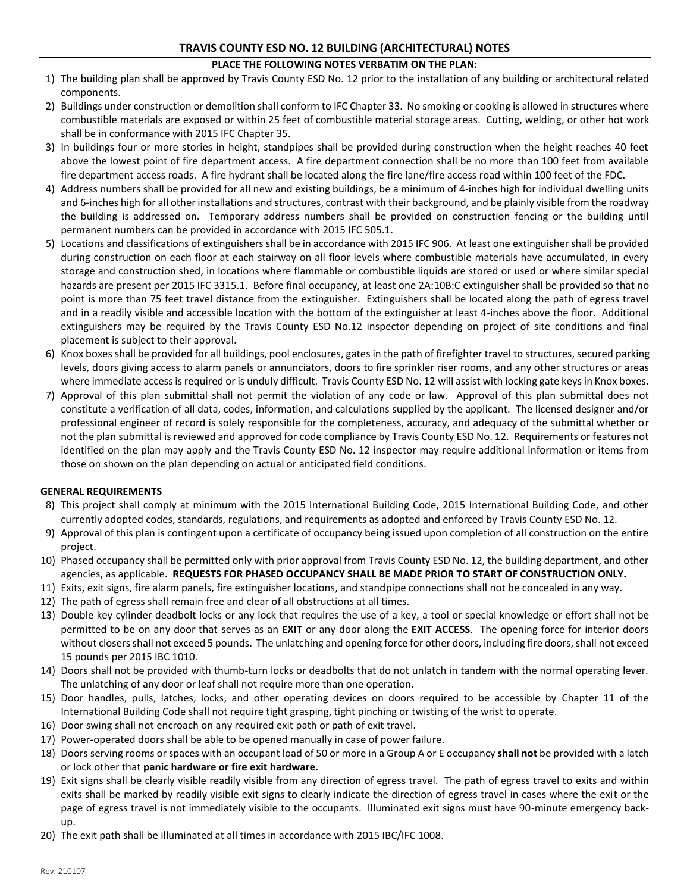# TRAVIS COUNTY ESD NO. 12 BUILDING (ARCHITECTURAL) NOTES

**PLACE THE FOLLOWING NOTES VERBATIM ON THE PLAN:**

1) The building plan shall be approved by Travis County ESD No. 12 prior to the installation of any building or architectural related components.
2) Buildings under construction or demolition shall conform to IFC Chapter 33. No smoking or cooking is allowed in structures where combustible materials are exposed or within 25 feet of combustible material storage areas. Cutting, welding, or other hot work shall be in conformance with 2015 IFC Chapter 35.
3) In buildings four or more stories in height, standpipes shall be provided during construction when the height reaches 40 feet above the lowest point of fire department access. A fire department connection shall be no more than 100 feet from available fire department access roads. A fire hydrant shall be located along the fire lane/fire access road within 100 feet of the FDC.
4) Address numbers shall be provided for all new and existing buildings, be a minimum of 4-inches high for individual dwelling units and 6-inches high for all other installations and structures, contrast with their background, and be plainly visible from the roadway the building is addressed on. Temporary address numbers shall be provided on construction fencing or the building until permanent numbers can be provided in accordance with 2015 IFC 505.1.
5) Locations and classifications of extinguishers shall be in accordance with 2015 IFC 906. At least one extinguisher shall be provided during construction on each floor at each stairway on all floor levels where combustible materials have accumulated, in every storage and construction shed, in locations where flammable or combustible liquids are stored or used or where similar special hazards are present per 2015 IFC 3315.1. Before final occupancy, at least one 2A:10B:C extinguisher shall be provided so that no point is more than 75 feet travel distance from the extinguisher. Extinguishers shall be located along the path of egress travel and in a readily visible and accessible location with the bottom of the extinguisher at least 4-inches above the floor. Additional extinguishers may be required by the Travis County ESD No.12 inspector depending on project of site conditions and final placement is subject to their approval.
6) Knox boxes shall be provided for all buildings, pool enclosures, gates in the path of firefighter travel to structures, secured parking levels, doors giving access to alarm panels or annunciators, doors to fire sprinkler riser rooms, and any other structures or areas where immediate access is required or is unduly difficult. Travis County ESD No. 12 will assist with locking gate keys in Knox boxes.
7) Approval of this plan submittal shall not permit the violation of any code or law. Approval of this plan submittal does not constitute a verification of all data, codes, information, and calculations supplied by the applicant. The licensed designer and/or professional engineer of record is solely responsible for the completeness, accuracy, and adequacy of the submittal whether or not the plan submittal is reviewed and approved for code compliance by Travis County ESD No. 12. Requirements or features not identified on the plan may apply and the Travis County ESD No. 12 inspector may require additional information or items from those on shown on the plan depending on actual or anticipated field conditions.

**GENERAL REQUIREMENTS**

8) This project shall comply at minimum with the 2015 International Building Code, 2015 International Building Code, and other currently adopted codes, standards, regulations, and requirements as adopted and enforced by Travis County ESD No. 12.
9) Approval of this plan is contingent upon a certificate of occupancy being issued upon completion of all construction on the entire project.
10) Phased occupancy shall be permitted only with prior approval from Travis County ESD No. 12, the building department, and other agencies, as applicable. **REQUESTS FOR PHASED OCCUPANCY SHALL BE MADE PRIOR TO START OF CONSTRUCTION ONLY.**
11) Exits, exit signs, fire alarm panels, fire extinguisher locations, and standpipe connections shall not be concealed in any way.
12) The path of egress shall remain free and clear of all obstructions at all times.
13) Double key cylinder deadbolt locks or any lock that requires the use of a key, a tool or special knowledge or effort shall not be permitted to be on any door that serves as an **EXIT** or any door along the **EXIT ACCESS**. The opening force for interior doors without closers shall not exceed 5 pounds. The unlatching and opening force for other doors, including fire doors, shall not exceed 15 pounds per 2015 IBC 1010.
14) Doors shall not be provided with thumb-turn locks or deadbolts that do not unlatch in tandem with the normal operating lever. The unlatching of any door or leaf shall not require more than one operation.
15) Door handles, pulls, latches, locks, and other operating devices on doors required to be accessible by Chapter 11 of the International Building Code shall not require tight grasping, tight pinching or twisting of the wrist to operate.
16) Door swing shall not encroach on any required exit path or path of exit travel.
17) Power-operated doors shall be able to be opened manually in case of power failure.
18) Doors serving rooms or spaces with an occupant load of 50 or more in a Group A or E occupancy **shall not** be provided with a latch or lock other that **panic hardware or fire exit hardware.**
19) Exit signs shall be clearly visible readily visible from any direction of egress travel. The path of egress travel to exits and within exits shall be marked by readily visible exit signs to clearly indicate the direction of egress travel in cases where the exit or the page of egress travel is not immediately visible to the occupants. Illuminated exit signs must have 90-minute emergency back-up.
20) The exit path shall be illuminated at all times in accordance with 2015 IBC/IFC 1008.

Rev. 210107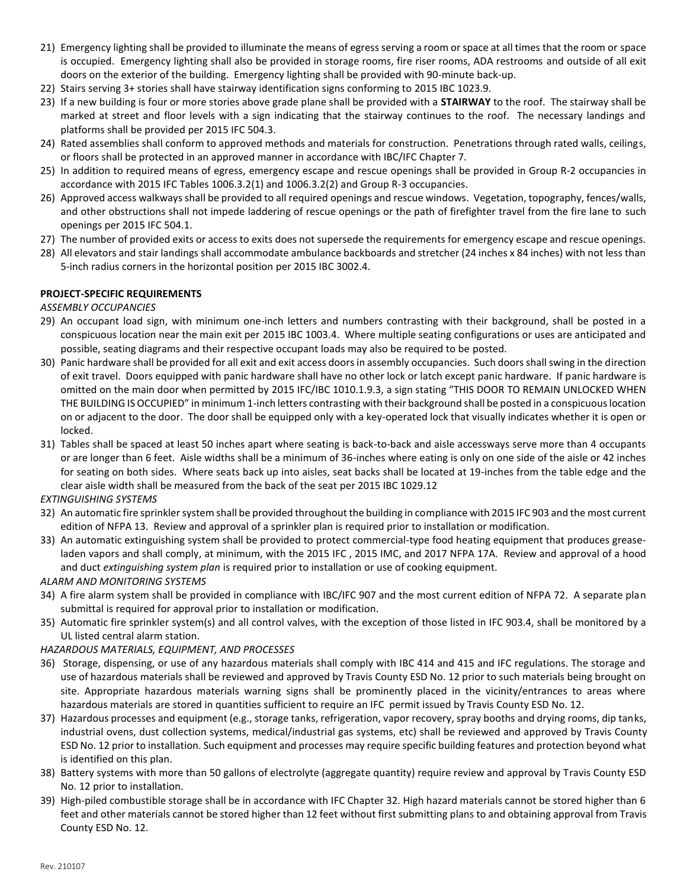21) Emergency lighting shall be provided to illuminate the means of egress serving a room or space at all times that the room or space is occupied. Emergency lighting shall also be provided in storage rooms, fire riser rooms, ADA restrooms and outside of all exit doors on the exterior of the building. Emergency lighting shall be provided with 90-minute back-up.
22) Stairs serving 3+ stories shall have stairway identification signs conforming to 2015 IBC 1023.9.
23) If a new building is four or more stories above grade plane shall be provided with a **STAIRWAY** to the roof. The stairway shall be marked at street and floor levels with a sign indicating that the stairway continues to the roof. The necessary landings and platforms shall be provided per 2015 IFC 504.3.
24) Rated assemblies shall conform to approved methods and materials for construction. Penetrations through rated walls, ceilings, or floors shall be protected in an approved manner in accordance with IBC/IFC Chapter 7.
25) In addition to required means of egress, emergency escape and rescue openings shall be provided in Group R-2 occupancies in accordance with 2015 IFC Tables 1006.3.2(1) and 1006.3.2(2) and Group R-3 occupancies.
26) Approved access walkways shall be provided to all required openings and rescue windows. Vegetation, topography, fences/walls, and other obstructions shall not impede laddering of rescue openings or the path of firefighter travel from the fire lane to such openings per 2015 IFC 504.1.
27) The number of provided exits or access to exits does not supersede the requirements for emergency escape and rescue openings.
28) All elevators and stair landings shall accommodate ambulance backboards and stretcher (24 inches x 84 inches) with not less than 5-inch radius corners in the horizontal position per 2015 IBC 3002.4.

**PROJECT-SPECIFIC REQUIREMENTS**

*ASSEMBLY OCCUPANCIES*

29) An occupant load sign, with minimum one-inch letters and numbers contrasting with their background, shall be posted in a conspicuous location near the main exit per 2015 IBC 1003.4. Where multiple seating configurations or uses are anticipated and possible, seating diagrams and their respective occupant loads may also be required to be posted.
30) Panic hardware shall be provided for all exit and exit access doors in assembly occupancies. Such doors shall swing in the direction of exit travel. Doors equipped with panic hardware shall have no other lock or latch except panic hardware. If panic hardware is omitted on the main door when permitted by 2015 IFC/IBC 1010.1.9.3, a sign stating "THIS DOOR TO REMAIN UNLOCKED WHEN THE BUILDING IS OCCUPIED" in minimum 1-inch letters contrasting with their background shall be posted in a conspicuous location on or adjacent to the door. The door shall be equipped only with a key-operated lock that visually indicates whether it is open or locked.
31) Tables shall be spaced at least 50 inches apart where seating is back-to-back and aisle accessways serve more than 4 occupants or are longer than 6 feet. Aisle widths shall be a minimum of 36-inches where eating is only on one side of the aisle or 42 inches for seating on both sides. Where seats back up into aisles, seat backs shall be located at 19-inches from the table edge and the clear aisle width shall be measured from the back of the seat per 2015 IBC 1029.12

*EXTINGUISHING SYSTEMS*

32) An automatic fire sprinkler system shall be provided throughout the building in compliance with 2015 IFC 903 and the most current edition of NFPA 13. Review and approval of a sprinkler plan is required prior to installation or modification.
33) An automatic extinguishing system shall be provided to protect commercial-type food heating equipment that produces grease-laden vapors and shall comply, at minimum, with the 2015 IFC , 2015 IMC, and 2017 NFPA 17A. Review and approval of a hood and duct *extinguishing system plan* is required prior to installation or use of cooking equipment.

*ALARM AND MONITORING SYSTEMS*

34) A fire alarm system shall be provided in compliance with IBC/IFC 907 and the most current edition of NFPA 72. A separate plan submittal is required for approval prior to installation or modification.
35) Automatic fire sprinkler system(s) and all control valves, with the exception of those listed in IFC 903.4, shall be monitored by a UL listed central alarm station.

*HAZARDOUS MATERIALS, EQUIPMENT, AND PROCESSES*

36) Storage, dispensing, or use of any hazardous materials shall comply with IBC 414 and 415 and IFC regulations. The storage and use of hazardous materials shall be reviewed and approved by Travis County ESD No. 12 prior to such materials being brought on site. Appropriate hazardous materials warning signs shall be prominently placed in the vicinity/entrances to areas where hazardous materials are stored in quantities sufficient to require an IFC permit issued by Travis County ESD No. 12.
37) Hazardous processes and equipment (e.g., storage tanks, refrigeration, vapor recovery, spray booths and drying rooms, dip tanks, industrial ovens, dust collection systems, medical/industrial gas systems, etc) shall be reviewed and approved by Travis County ESD No. 12 prior to installation. Such equipment and processes may require specific building features and protection beyond what is identified on this plan.
38) Battery systems with more than 50 gallons of electrolyte (aggregate quantity) require review and approval by Travis County ESD No. 12 prior to installation.
39) High-piled combustible storage shall be in accordance with IFC Chapter 32. High hazard materials cannot be stored higher than 6 feet and other materials cannot be stored higher than 12 feet without first submitting plans to and obtaining approval from Travis County ESD No. 12.

Rev. 210107